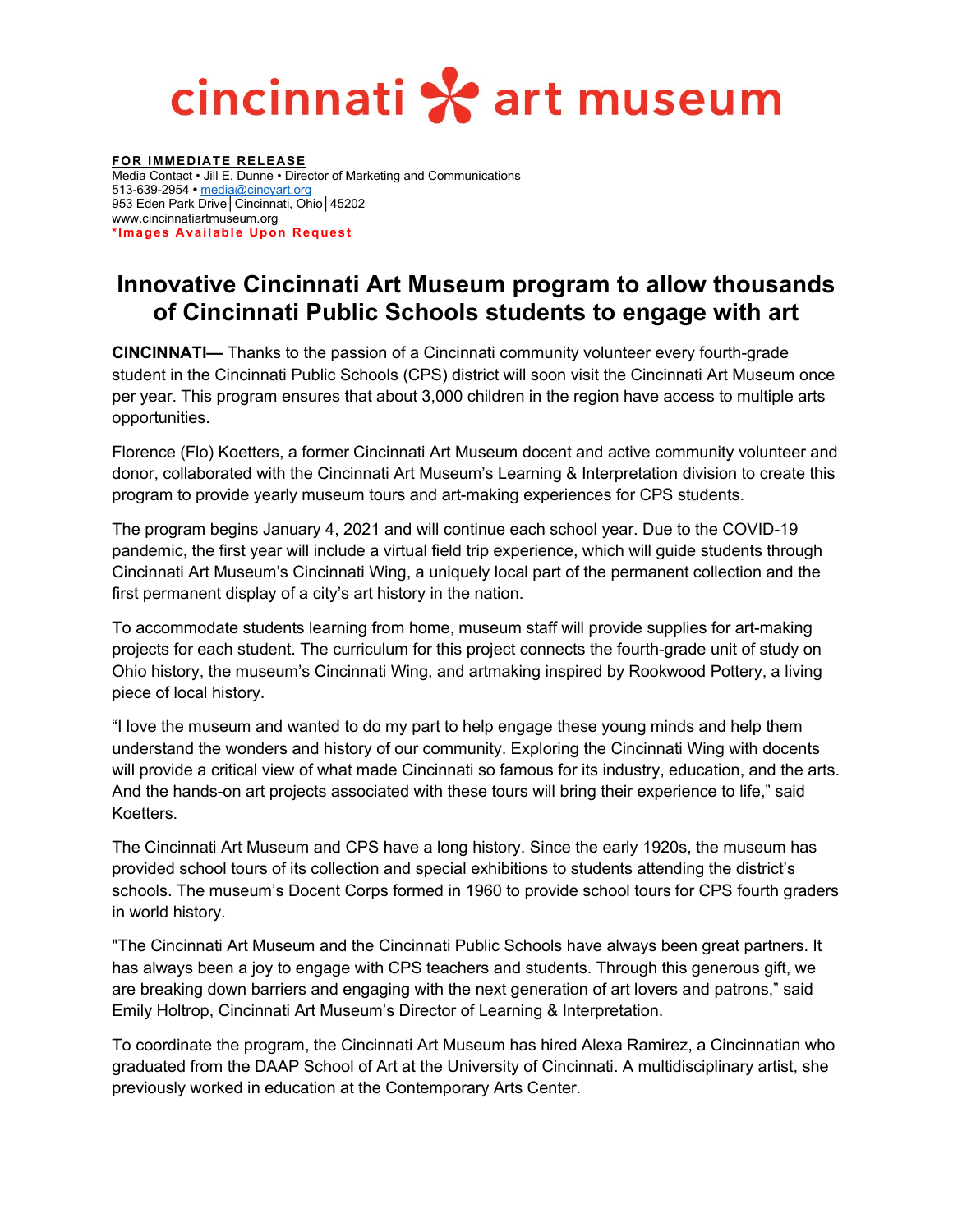# cincinnati art museum

**FOR IMMEDIATE RELEASE**
Media Contact • Jill E. Dunne • Director of Marketing and Communications
513-639-2954 • media@cincyart.org
953 Eden Park Drive | Cincinnati, Ohio | 45202
www.cincinnatiartmuseum.org
**\*Images Available Upon Request**

## Innovative Cincinnati Art Museum program to allow thousands of Cincinnati Public Schools students to engage with art

**CINCINNATI—** Thanks to the passion of a Cincinnati community volunteer every fourth-grade student in the Cincinnati Public Schools (CPS) district will soon visit the Cincinnati Art Museum once per year. This program ensures that about 3,000 children in the region have access to multiple arts opportunities.

Florence (Flo) Koetters, a former Cincinnati Art Museum docent and active community volunteer and donor, collaborated with the Cincinnati Art Museum's Learning & Interpretation division to create this program to provide yearly museum tours and art-making experiences for CPS students.

The program begins January 4, 2021 and will continue each school year. Due to the COVID-19 pandemic, the first year will include a virtual field trip experience, which will guide students through Cincinnati Art Museum's Cincinnati Wing, a uniquely local part of the permanent collection and the first permanent display of a city's art history in the nation.

To accommodate students learning from home, museum staff will provide supplies for art-making projects for each student. The curriculum for this project connects the fourth-grade unit of study on Ohio history, the museum's Cincinnati Wing, and artmaking inspired by Rookwood Pottery, a living piece of local history.

"I love the museum and wanted to do my part to help engage these young minds and help them understand the wonders and history of our community. Exploring the Cincinnati Wing with docents will provide a critical view of what made Cincinnati so famous for its industry, education, and the arts. And the hands-on art projects associated with these tours will bring their experience to life," said Koetters.

The Cincinnati Art Museum and CPS have a long history. Since the early 1920s, the museum has provided school tours of its collection and special exhibitions to students attending the district's schools. The museum's Docent Corps formed in 1960 to provide school tours for CPS fourth graders in world history.

"The Cincinnati Art Museum and the Cincinnati Public Schools have always been great partners. It has always been a joy to engage with CPS teachers and students. Through this generous gift, we are breaking down barriers and engaging with the next generation of art lovers and patrons," said Emily Holtrop, Cincinnati Art Museum's Director of Learning & Interpretation.

To coordinate the program, the Cincinnati Art Museum has hired Alexa Ramirez, a Cincinnatian who graduated from the DAAP School of Art at the University of Cincinnati. A multidisciplinary artist, she previously worked in education at the Contemporary Arts Center.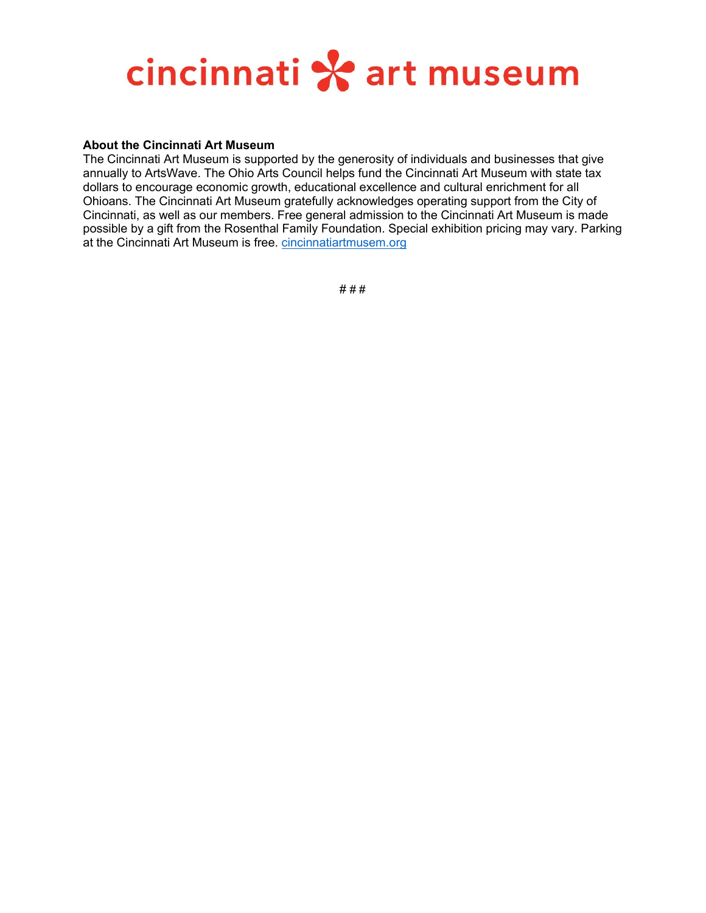cincinnati art museum

**About the Cincinnati Art Museum**
The Cincinnati Art Museum is supported by the generosity of individuals and businesses that give annually to ArtsWave. The Ohio Arts Council helps fund the Cincinnati Art Museum with state tax dollars to encourage economic growth, educational excellence and cultural enrichment for all Ohioans. The Cincinnati Art Museum gratefully acknowledges operating support from the City of Cincinnati, as well as our members. Free general admission to the Cincinnati Art Museum is made possible by a gift from the Rosenthal Family Foundation. Special exhibition pricing may vary. Parking at the Cincinnati Art Museum is free. cincinnatiartmusem.org

# # #